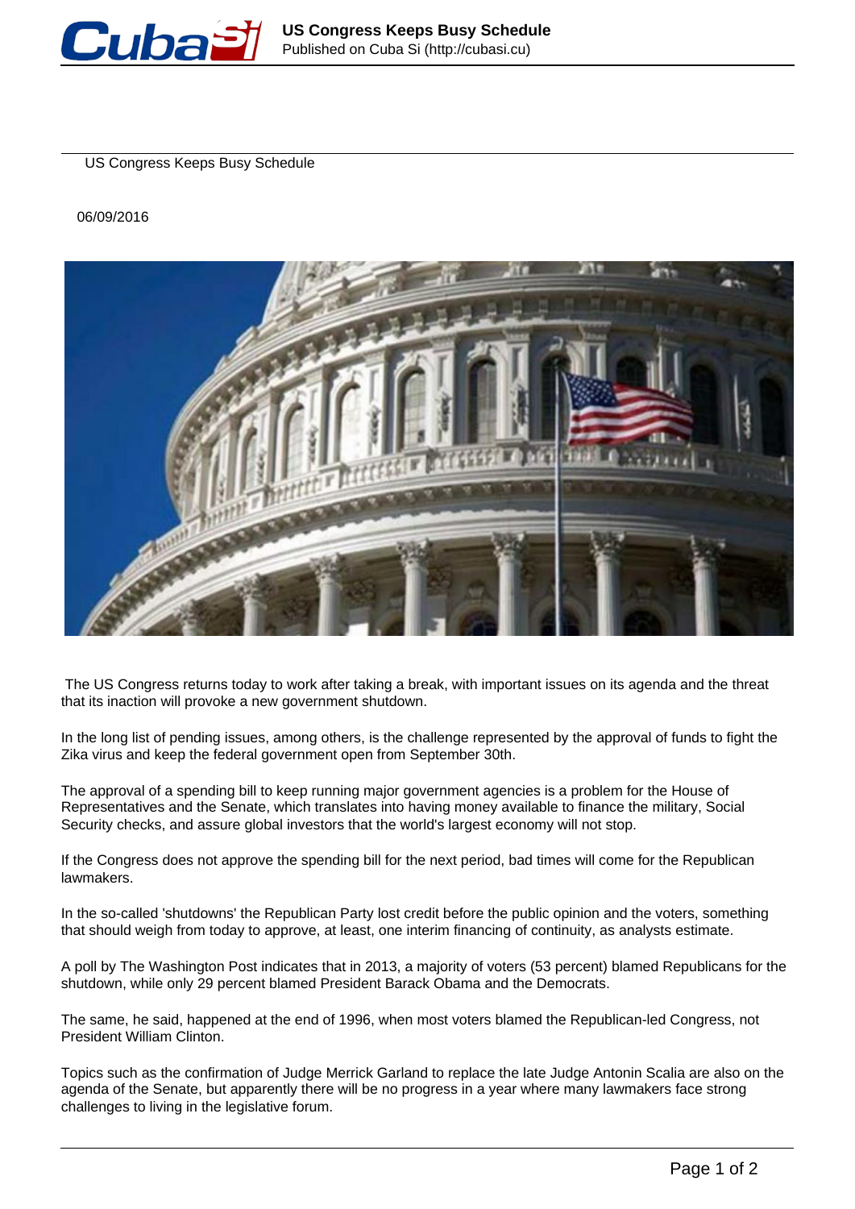# US Congress Keeps Busy Schedule

06/09/2016

The US Congress returns today to work after taking a break, with important issues on its agenda and the threat that its inaction will provoke a new government shutdown.

In the long list of pending issues, among others, is the challenge represented by the approval of funds to fight the Zika virus and keep the federal government open from September 30th.

The approval of a spending bill to keep running major government agencies is a problem for the House of Representatives and the Senate, which translates into having money available to finance the military, Social Security checks, and assure global investors that the world's largest economy will not stop.

If the Congress does not approve the spending bill for the next period, bad times will come for the Republican lawmakers.

In the so-called 'shutdowns' the Republican Party lost credit before the public opinion and the voters, something that should weigh from today to approve, at least, one interim financing of continuity, as analysts estimate.

A poll by The Washington Post indicates that in 2013, a majority of voters (53 percent) blamed Republicans for the shutdown, while only 29 percent blamed President Barack Obama and the Democrats.

The same, he said, happened at the end of 1996, when most voters blamed the Republican-led Congress, not President William Clinton.

Topics such as the confirmation of Judge Merrick Garland to replace the late Judge Antonin Scalia are also on the agenda of the Senate, but apparently there will be no progress in a year where many lawmakers face strong challenges to living in the legislative forum.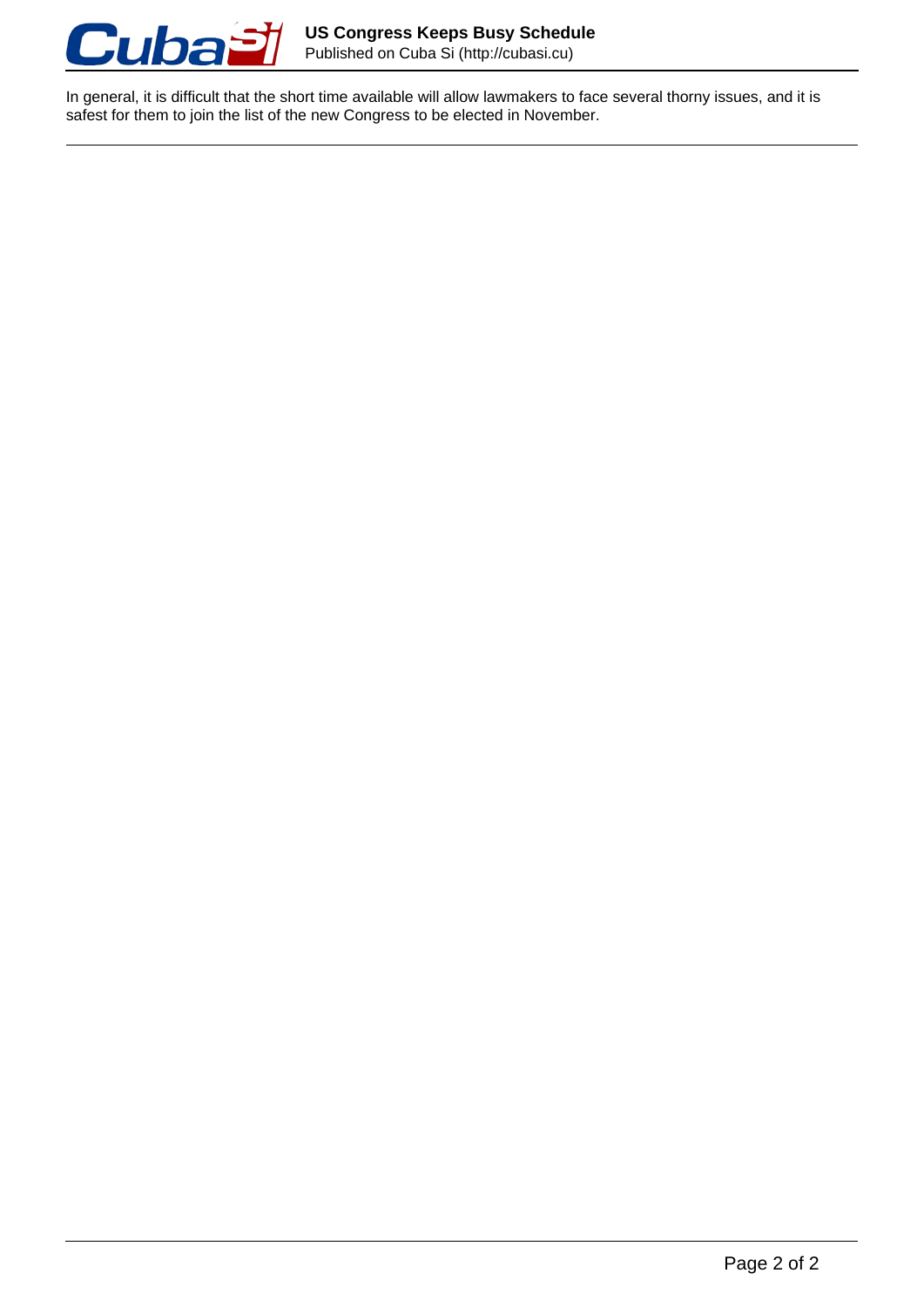In general, it is difficult that the short time available will allow lawmakers to face several thorny issues, and it is safest for them to join the list of the new Congress to be elected in November.